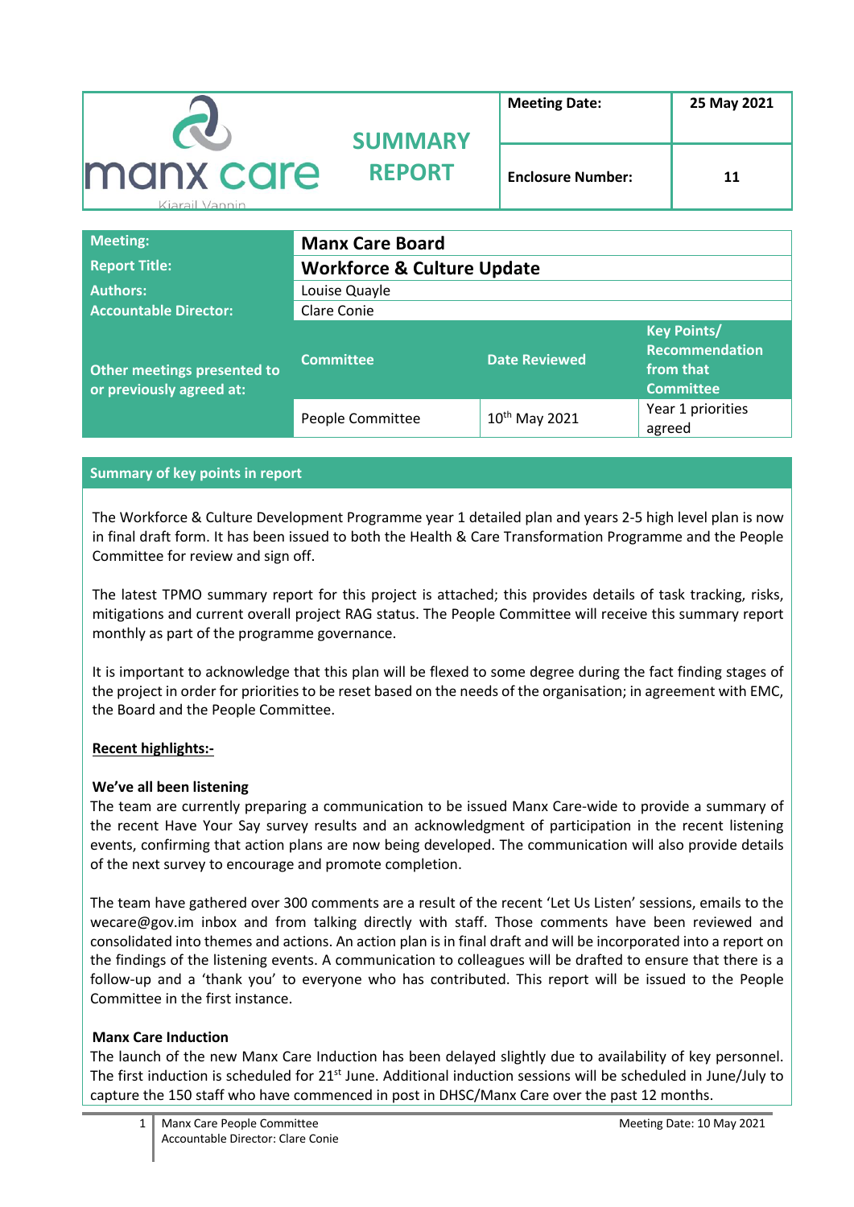| manx care Kiarail Vannin | SUMMARY REPORT | Meeting Date: | 25 May 2021 |
|---|---|---|---|
| | | Enclosure Number: | 11 |

| Meeting: | Manx Care Board | | |
|---|---|---|---|
| Report Title: | Workforce & Culture Update | | |
| Authors: | Louise Quayle | | |
| Accountable Director: | Clare Conie | | |
| Other meetings presented to or previously agreed at: | Committee | Date Reviewed | Key Points/ Recommendation from that Committee |
| | People Committee | 10th May 2021 | Year 1 priorities agreed |

## Summary of key points in report

The Workforce & Culture Development Programme year 1 detailed plan and years 2-5 high level plan is now in final draft form. It has been issued to both the Health & Care Transformation Programme and the People Committee for review and sign off.

The latest TPMO summary report for this project is attached; this provides details of task tracking, risks, mitigations and current overall project RAG status. The People Committee will receive this summary report monthly as part of the programme governance.

It is important to acknowledge that this plan will be flexed to some degree during the fact finding stages of the project in order for priorities to be reset based on the needs of the organisation; in agreement with EMC, the Board and the People Committee.

**Recent highlights:-**

**We've all been listening**

The team are currently preparing a communication to be issued Manx Care-wide to provide a summary of the recent Have Your Say survey results and an acknowledgment of participation in the recent listening events, confirming that action plans are now being developed. The communication will also provide details of the next survey to encourage and promote completion.

The team have gathered over 300 comments are a result of the recent 'Let Us Listen' sessions, emails to the wecare@gov.im inbox and from talking directly with staff. Those comments have been reviewed and consolidated into themes and actions. An action plan is in final draft and will be incorporated into a report on the findings of the listening events. A communication to colleagues will be drafted to ensure that there is a follow-up and a 'thank you' to everyone who has contributed. This report will be issued to the People Committee in the first instance.

**Manx Care Induction**

The launch of the new Manx Care Induction has been delayed slightly due to availability of key personnel. The first induction is scheduled for 21st June. Additional induction sessions will be scheduled in June/July to capture the 150 staff who have commenced in post in DHSC/Manx Care over the past 12 months.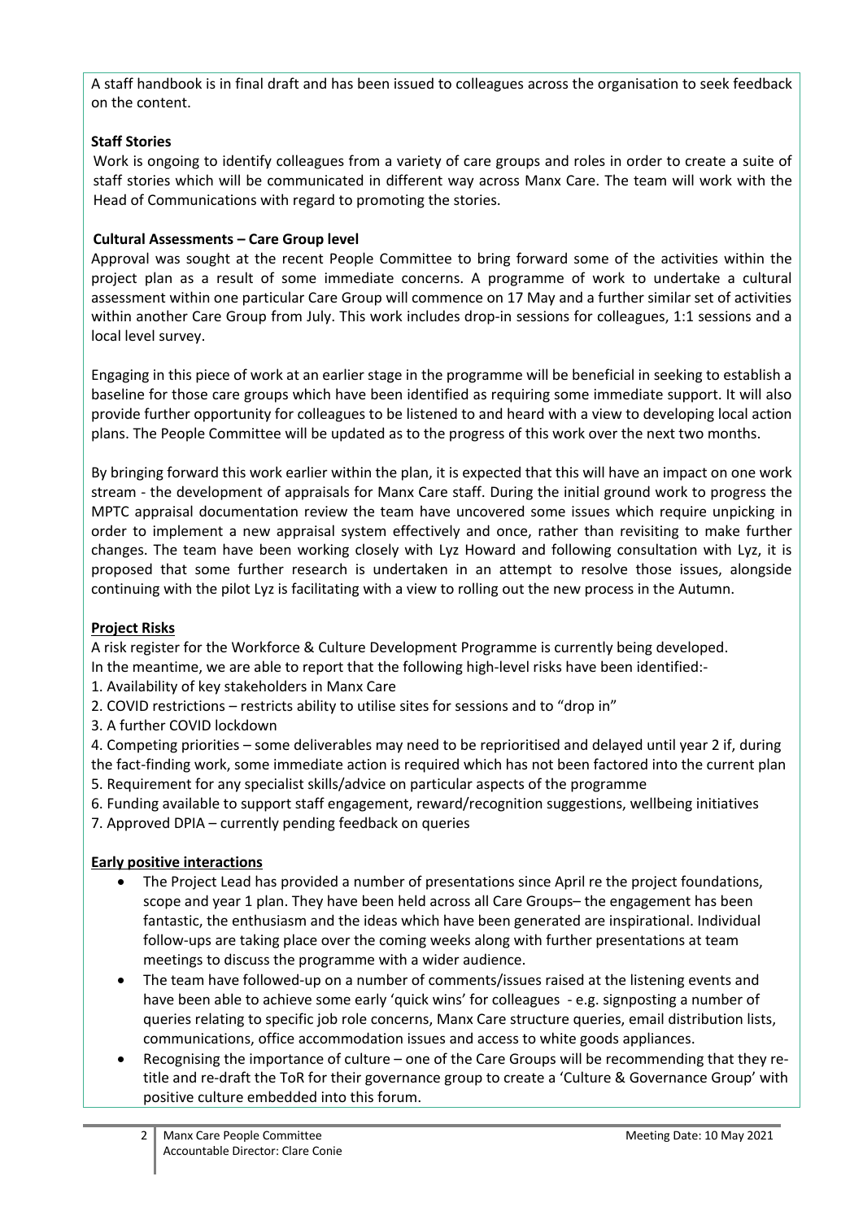A staff handbook is in final draft and has been issued to colleagues across the organisation to seek feedback on the content.

**Staff Stories**

Work is ongoing to identify colleagues from a variety of care groups and roles in order to create a suite of staff stories which will be communicated in different way across Manx Care. The team will work with the Head of Communications with regard to promoting the stories.

**Cultural Assessments – Care Group level**

Approval was sought at the recent People Committee to bring forward some of the activities within the project plan as a result of some immediate concerns. A programme of work to undertake a cultural assessment within one particular Care Group will commence on 17 May and a further similar set of activities within another Care Group from July. This work includes drop-in sessions for colleagues, 1:1 sessions and a local level survey.

Engaging in this piece of work at an earlier stage in the programme will be beneficial in seeking to establish a baseline for those care groups which have been identified as requiring some immediate support. It will also provide further opportunity for colleagues to be listened to and heard with a view to developing local action plans. The People Committee will be updated as to the progress of this work over the next two months.

By bringing forward this work earlier within the plan, it is expected that this will have an impact on one work stream - the development of appraisals for Manx Care staff. During the initial ground work to progress the MPTC appraisal documentation review the team have uncovered some issues which require unpicking in order to implement a new appraisal system effectively and once, rather than revisiting to make further changes. The team have been working closely with Lyz Howard and following consultation with Lyz, it is proposed that some further research is undertaken in an attempt to resolve those issues, alongside continuing with the pilot Lyz is facilitating with a view to rolling out the new process in the Autumn.

**Project Risks**

A risk register for the Workforce & Culture Development Programme is currently being developed.
In the meantime, we are able to report that the following high-level risks have been identified:-

1. Availability of key stakeholders in Manx Care
2. COVID restrictions – restricts ability to utilise sites for sessions and to "drop in"
3. A further COVID lockdown
4. Competing priorities – some deliverables may need to be reprioritised and delayed until year 2 if, during the fact-finding work, some immediate action is required which has not been factored into the current plan
5. Requirement for any specialist skills/advice on particular aspects of the programme
6. Funding available to support staff engagement, reward/recognition suggestions, wellbeing initiatives
7. Approved DPIA – currently pending feedback on queries

**Early positive interactions**

- The Project Lead has provided a number of presentations since April re the project foundations, scope and year 1 plan. They have been held across all Care Groups– the engagement has been fantastic, the enthusiasm and the ideas which have been generated are inspirational. Individual follow-ups are taking place over the coming weeks along with further presentations at team meetings to discuss the programme with a wider audience.
- The team have followed-up on a number of comments/issues raised at the listening events and have been able to achieve some early 'quick wins' for colleagues - e.g. signposting a number of queries relating to specific job role concerns, Manx Care structure queries, email distribution lists, communications, office accommodation issues and access to white goods appliances.
- Recognising the importance of culture – one of the Care Groups will be recommending that they re-title and re-draft the ToR for their governance group to create a 'Culture & Governance Group' with positive culture embedded into this forum.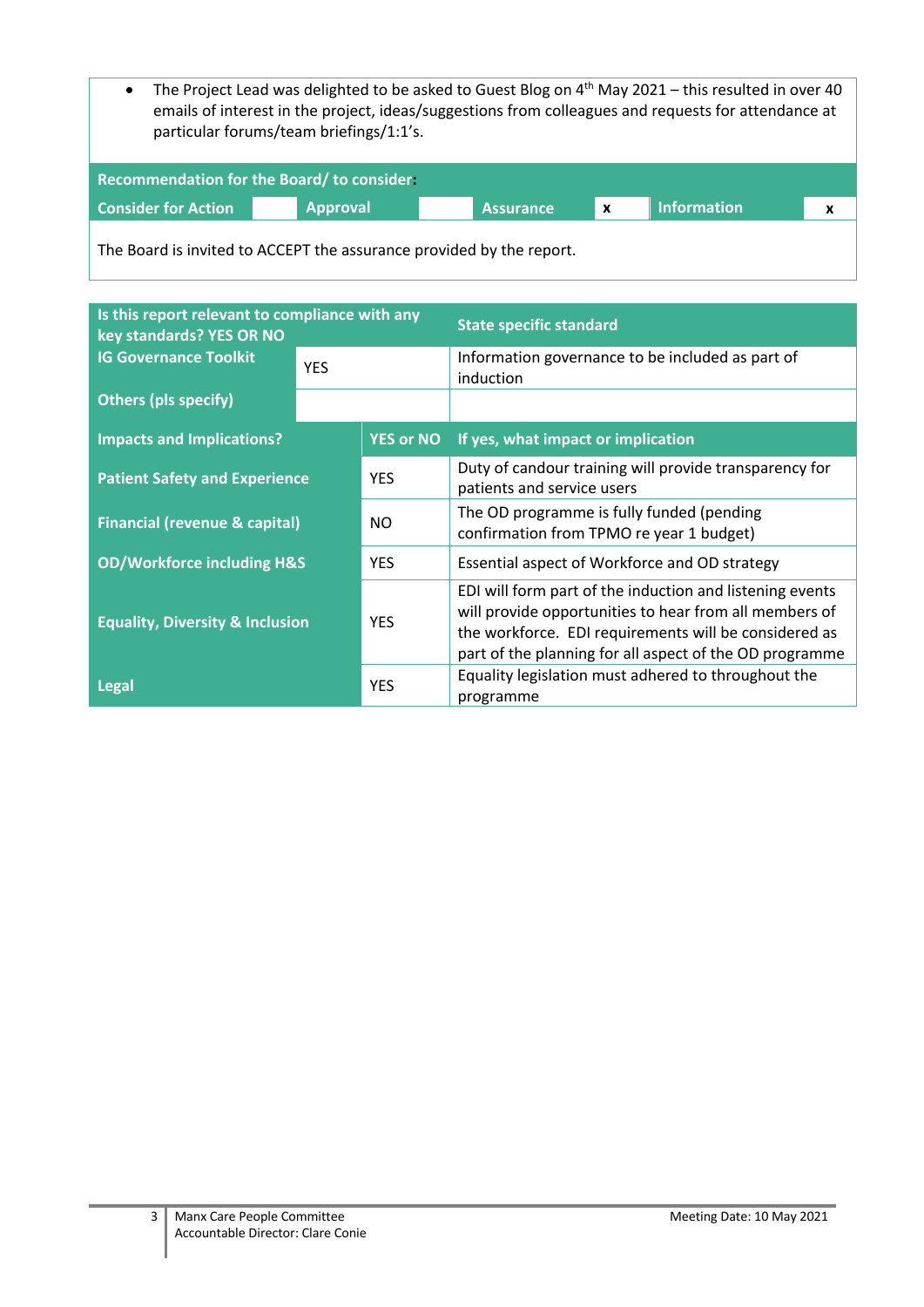- The Project Lead was delighted to be asked to Guest Blog on 4th May 2021 – this resulted in over 40 emails of interest in the project, ideas/suggestions from colleagues and requests for attendance at particular forums/team briefings/1:1's.

| **Recommendation for the Board/ to consider:** | | | | | | | |
|---|---|---|---|---|---|---|---|
| **Consider for Action** | | **Approval** | | **Assurance** | x | **Information** | x |

The Board is invited to ACCEPT the assurance provided by the report.

| **Is this report relevant to compliance with any key standards? YES OR NO** | | **State specific standard** |
|---|---|---|
| **IG Governance Toolkit** | YES | Information governance to be included as part of induction |
| **Others (pls specify)** | | |

| **Impacts and Implications?** | **YES or NO** | **If yes, what impact or implication** |
|---|---|---|
| **Patient Safety and Experience** | YES | Duty of candour training will provide transparency for patients and service users |
| **Financial (revenue & capital)** | NO | The OD programme is fully funded (pending confirmation from TPMO re year 1 budget) |
| **OD/Workforce including H&S** | YES | Essential aspect of Workforce and OD strategy |
| **Equality, Diversity & Inclusion** | YES | EDI will form part of the induction and listening events will provide opportunities to hear from all members of the workforce. EDI requirements will be considered as part of the planning for all aspect of the OD programme |
| **Legal** | YES | Equality legislation must adhered to throughout the programme |